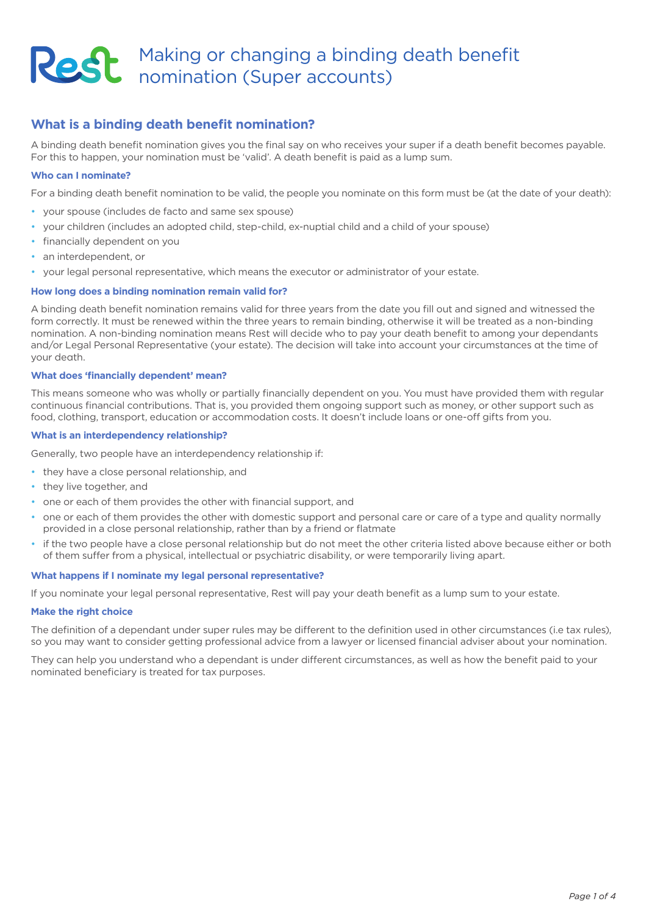# Making or changing a binding death benefit nomination (Super accounts)

## What is a binding death benefit nomination?

A binding death benefit nomination gives you the final say on who receives your super if a death benefit becomes payable. For this to happen, your nomination must be 'valid'. A death benefit is paid as a lump sum.

### Who can I nominate?

For a binding death benefit nomination to be valid, the people you nominate on this form must be (at the date of your death):

- your spouse (includes de facto and same sex spouse)
- your children (includes an adopted child, step-child, ex-nuptial child and a child of your spouse)
- financially dependent on you
- an interdependent, or
- your legal personal representative, which means the executor or administrator of your estate.

### How long does a binding nomination remain valid for?

A binding death benefit nomination remains valid for three years from the date you fill out and signed and witnessed the form correctly. It must be renewed within the three years to remain binding, otherwise it will be treated as a non-binding nomination. A non-binding nomination means Rest will decide who to pay your death benefit to among your dependants and/or Legal Personal Representative (your estate). The decision will take into account your circumstances at the time of your death.

### What does 'financially dependent' mean?

This means someone who was wholly or partially financially dependent on you. You must have provided them with regular continuous financial contributions. That is, you provided them ongoing support such as money, or other support such as food, clothing, transport, education or accommodation costs. It doesn't include loans or one-off gifts from you.

### What is an interdependency relationship?

Generally, two people have an interdependency relationship if:

- they have a close personal relationship, and
- they live together, and
- one or each of them provides the other with financial support, and
- one or each of them provides the other with domestic support and personal care or care of a type and quality normally provided in a close personal relationship, rather than by a friend or flatmate
- if the two people have a close personal relationship but do not meet the other criteria listed above because either or both of them suffer from a physical, intellectual or psychiatric disability, or were temporarily living apart.

### What happens if I nominate my legal personal representative?

If you nominate your legal personal representative, Rest will pay your death benefit as a lump sum to your estate.

### Make the right choice

The definition of a dependant under super rules may be different to the definition used in other circumstances (i.e tax rules), so you may want to consider getting professional advice from a lawyer or licensed financial adviser about your nomination.

They can help you understand who a dependant is under different circumstances, as well as how the benefit paid to your nominated beneficiary is treated for tax purposes.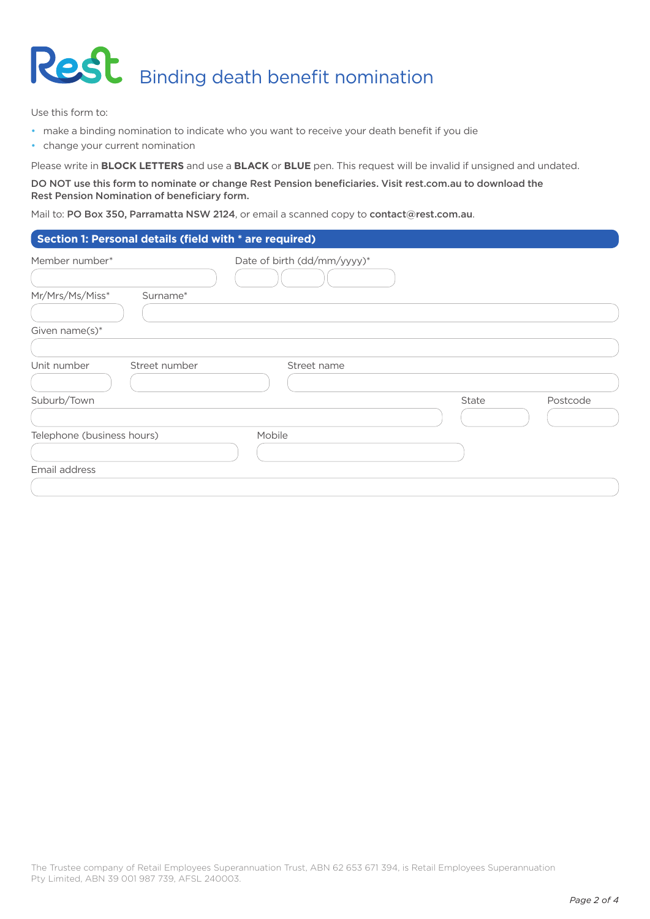# Rest Binding death benefit nomination

Use this form to:

- make a binding nomination to indicate who you want to receive your death benefit if you die
- change your current nomination

Please write in **BLOCK LETTERS** and use a **BLACK** or **BLUE** pen. This request will be invalid if unsigned and undated.

**DO NOT use this form to nominate or change Rest Pension beneficiaries. Visit rest.com.au to download the Rest Pension Nomination of beneficiary form.**

Mail to: **PO Box 350, Parramatta NSW 2124**, or email a scanned copy to **contact@rest.com.au**.

## Section 1: Personal details (field with * are required)

Member number*

Date of birth (dd/mm/yyyy)*

Mr/Mrs/Ms/Miss*

Surname*

Given name(s)*

Unit number

Street number

Street name

Suburb/Town

State

Postcode

Telephone (business hours)

Mobile

Email address

The Trustee company of Retail Employees Superannuation Trust, ABN 62 653 671 394, is Retail Employees Superannuation Pty Limited, ABN 39 001 987 739, AFSL 240003.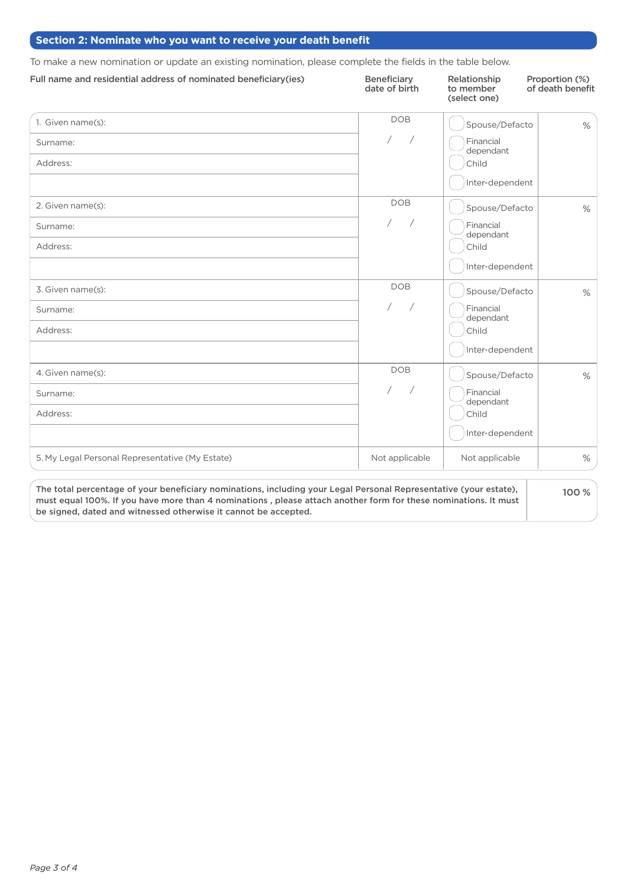## Section 2: Nominate who you want to receive your death benefit

To make a new nomination or update an existing nomination, please complete the fields in the table below.

| Full name and residential address of nominated beneficiary(ies) | Beneficiary date of birth | Relationship to member (select one) | Proportion (%) of death benefit |
|---|---|---|---|
| 1. Given name(s):<br>Surname:<br>Address: | DOB<br>/ / | ☐ Spouse/Defacto<br>☐ Financial dependant<br>☐ Child<br>☐ Inter-dependent | % |
| 2. Given name(s):<br>Surname:<br>Address: | DOB<br>/ / | ☐ Spouse/Defacto<br>☐ Financial dependant<br>☐ Child<br>☐ Inter-dependent | % |
| 3. Given name(s):<br>Surname:<br>Address: | DOB<br>/ / | ☐ Spouse/Defacto<br>☐ Financial dependant<br>☐ Child<br>☐ Inter-dependent | % |
| 4. Given name(s):<br>Surname:<br>Address: | DOB<br>/ / | ☐ Spouse/Defacto<br>☐ Financial dependant<br>☐ Child<br>☐ Inter-dependent | % |
| 5. My Legal Personal Representative (My Estate) | Not applicable | Not applicable | % |

| | |
|---|---|
| **The total percentage of your beneficiary nominations, including your Legal Personal Representative (your estate), must equal 100%. If you have more than 4 nominations , please attach another form for these nominations. It must be signed, dated and witnessed otherwise it cannot be accepted.** | **100 %** |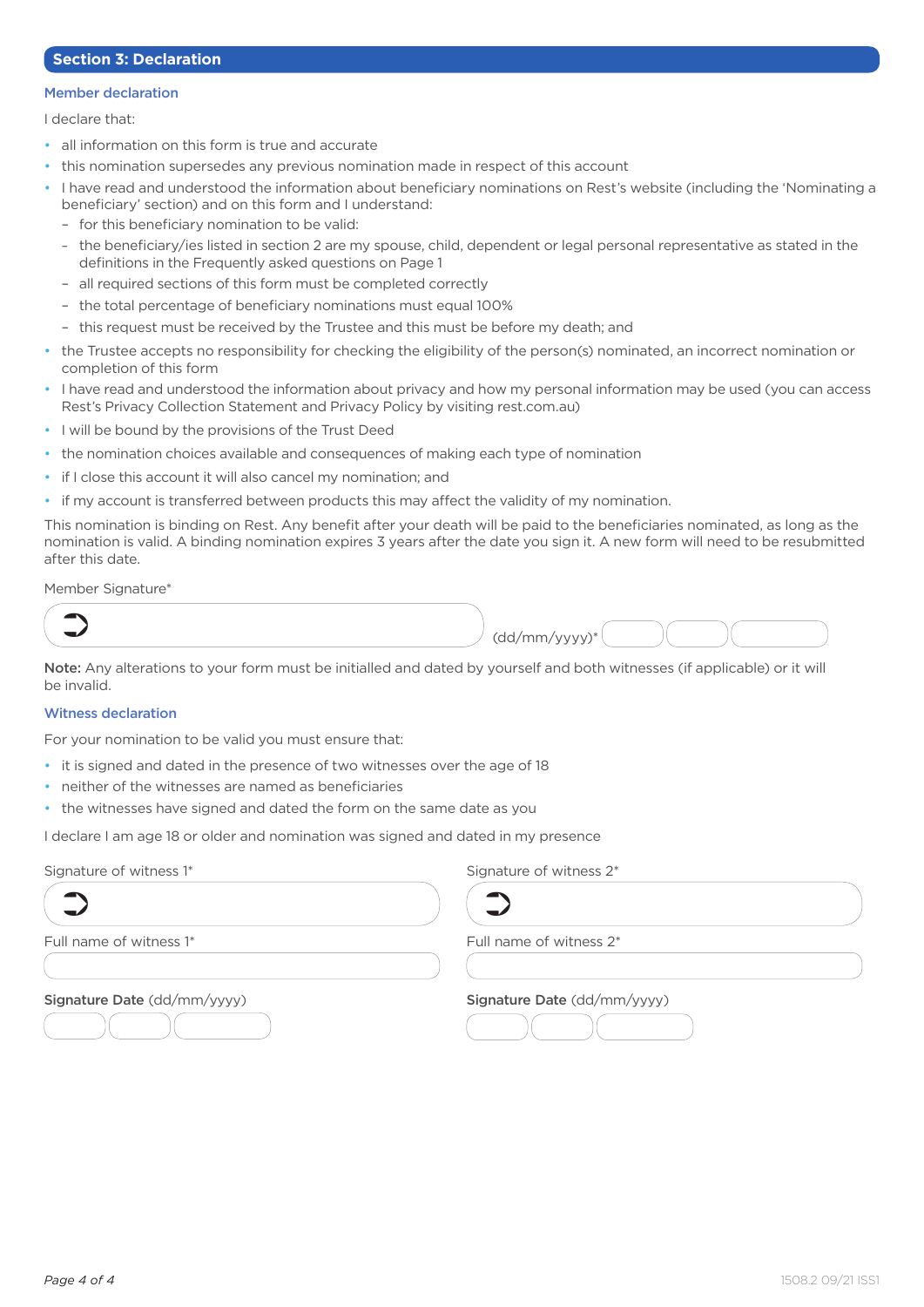## Section 3: Declaration

### Member declaration

I declare that:

- all information on this form is true and accurate
- this nomination supersedes any previous nomination made in respect of this account
- I have read and understood the information about beneficiary nominations on Rest's website (including the 'Nominating a beneficiary' section) and on this form and I understand:
  - for this beneficiary nomination to be valid:
  - the beneficiary/ies listed in section 2 are my spouse, child, dependent or legal personal representative as stated in the definitions in the Frequently asked questions on Page 1
  - all required sections of this form must be completed correctly
  - the total percentage of beneficiary nominations must equal 100%
  - this request must be received by the Trustee and this must be before my death; and
- the Trustee accepts no responsibility for checking the eligibility of the person(s) nominated, an incorrect nomination or completion of this form
- I have read and understood the information about privacy and how my personal information may be used (you can access Rest's Privacy Collection Statement and Privacy Policy by visiting rest.com.au)
- I will be bound by the provisions of the Trust Deed
- the nomination choices available and consequences of making each type of nomination
- if I close this account it will also cancel my nomination; and
- if my account is transferred between products this may affect the validity of my nomination.

This nomination is binding on Rest. Any benefit after your death will be paid to the beneficiaries nominated, as long as the nomination is valid. A binding nomination expires 3 years after the date you sign it. A new form will need to be resubmitted after this date.

Member Signature*

(dd/mm/yyyy)*

**Note:** Any alterations to your form must be initialled and dated by yourself and both witnesses (if applicable) or it will be invalid.

### Witness declaration

For your nomination to be valid you must ensure that:

- it is signed and dated in the presence of two witnesses over the age of 18
- neither of the witnesses are named as beneficiaries
- the witnesses have signed and dated the form on the same date as you

I declare I am age 18 or older and nomination was signed and dated in my presence

Signature of witness 1*

Full name of witness 1*

**Signature Date** (dd/mm/yyyy)

Signature of witness 2*

Full name of witness 2*

**Signature Date** (dd/mm/yyyy)

1508.2 09/21 ISS1